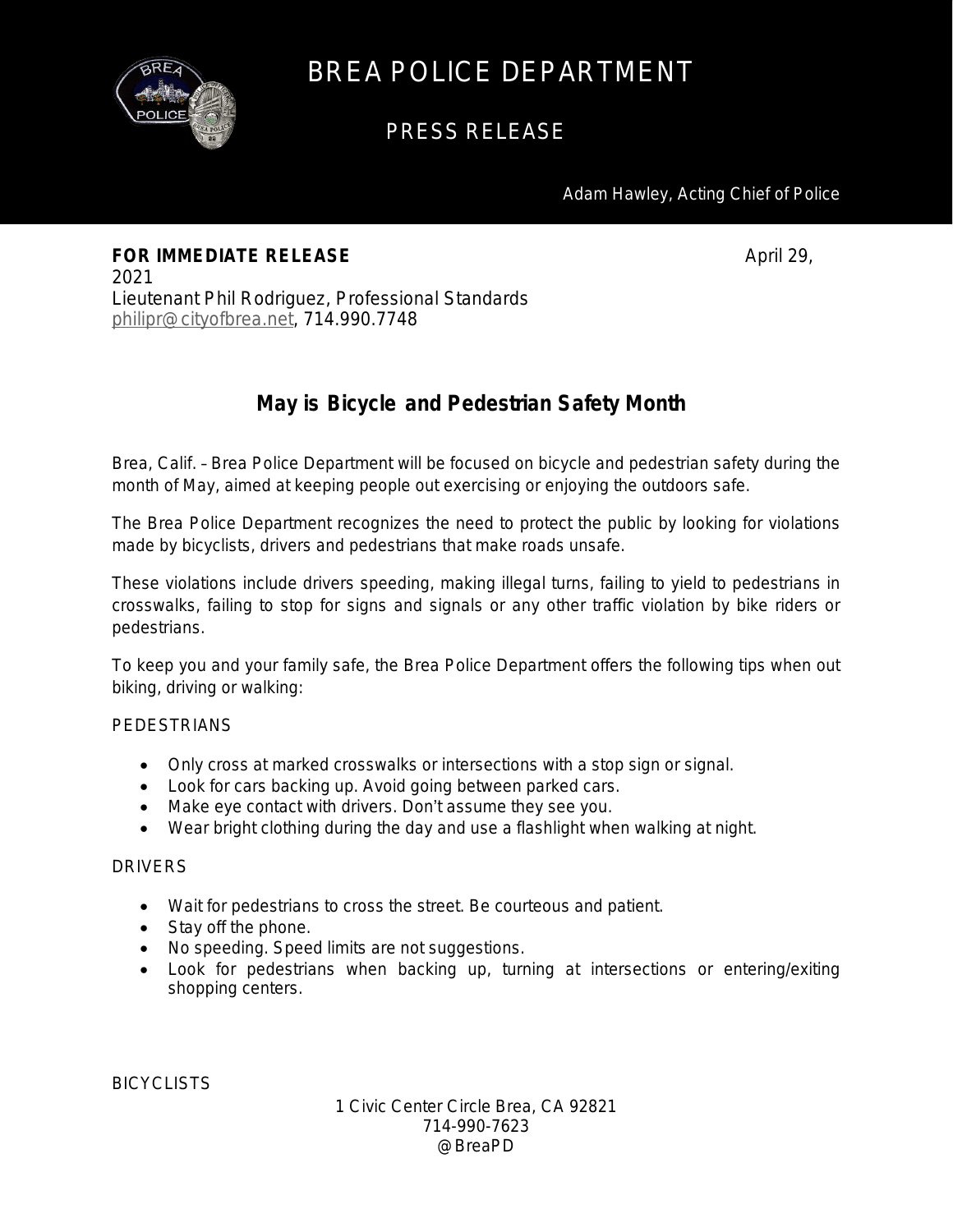# BREA POLICE DEPARTMENT

## PRESS RELEASE

Adam Hawley, Acting Chief of Police

**FOR IMMEDIATE RELEASE** April 29, 2021
Lieutenant Phil Rodriguez, Professional Standards
philipr@cityofbrea.net, 714.990.7748

### May is Bicycle and Pedestrian Safety Month

Brea, Calif. – Brea Police Department will be focused on bicycle and pedestrian safety during the month of May, aimed at keeping people out exercising or enjoying the outdoors safe.

The Brea Police Department recognizes the need to protect the public by looking for violations made by bicyclists, drivers and pedestrians that make roads unsafe.

These violations include drivers speeding, making illegal turns, failing to yield to pedestrians in crosswalks, failing to stop for signs and signals or any other traffic violation by bike riders or pedestrians.

To keep you and your family safe, the Brea Police Department offers the following tips when out biking, driving or walking:

PEDESTRIANS

- Only cross at marked crosswalks or intersections with a stop sign or signal.
- Look for cars backing up. Avoid going between parked cars.
- Make eye contact with drivers. Don't assume they see you.
- Wear bright clothing during the day and use a flashlight when walking at night.

DRIVERS

- Wait for pedestrians to cross the street. Be courteous and patient.
- Stay off the phone.
- No speeding. Speed limits are not suggestions.
- Look for pedestrians when backing up, turning at intersections or entering/exiting shopping centers.

BICYCLISTS

1 Civic Center Circle Brea, CA 92821
714-990-7623
@BreaPD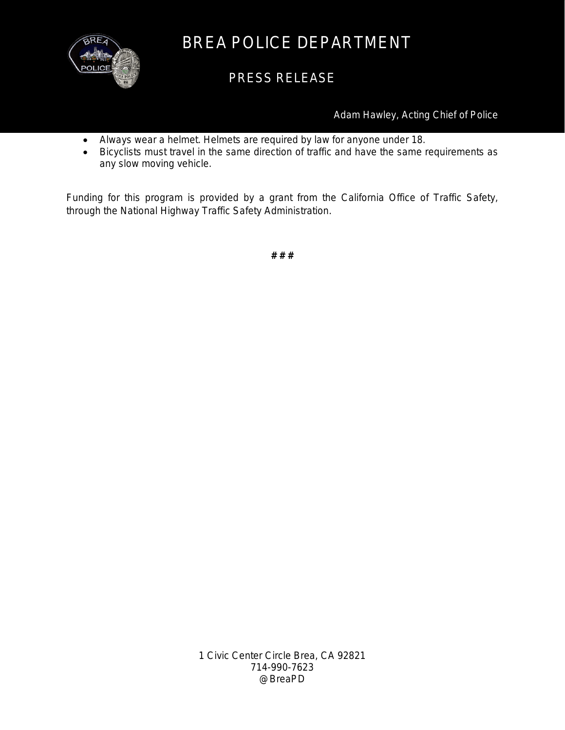- Always wear a helmet. Helmets are required by law for anyone under 18.
- Bicyclists must travel in the same direction of traffic and have the same requirements as any slow moving vehicle.

Funding for this program is provided by a grant from the California Office of Traffic Safety, through the National Highway Traffic Safety Administration.

# # #